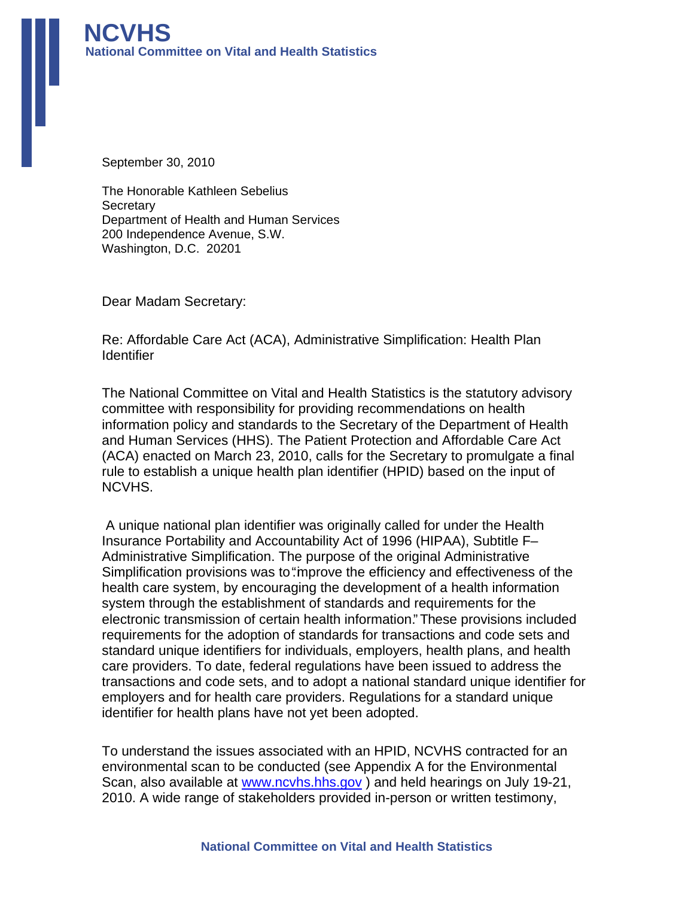# NCVHS

**National Committee on Vital and Health Statistics**

September 30, 2010

The Honorable Kathleen Sebelius
Secretary
Department of Health and Human Services
200 Independence Avenue, S.W.
Washington, D.C. 20201

Dear Madam Secretary:

Re: Affordable Care Act (ACA), Administrative Simplification: Health Plan Identifier

The National Committee on Vital and Health Statistics is the statutory advisory committee with responsibility for providing recommendations on health information policy and standards to the Secretary of the Department of Health and Human Services (HHS). The Patient Protection and Affordable Care Act (ACA) enacted on March 23, 2010, calls for the Secretary to promulgate a final rule to establish a unique health plan identifier (HPID) based on the input of NCVHS.

A unique national plan identifier was originally called for under the Health Insurance Portability and Accountability Act of 1996 (HIPAA), Subtitle F–Administrative Simplification. The purpose of the original Administrative Simplification provisions was to "improve the efficiency and effectiveness of the health care system, by encouraging the development of a health information system through the establishment of standards and requirements for the electronic transmission of certain health information." These provisions included requirements for the adoption of standards for transactions and code sets and standard unique identifiers for individuals, employers, health plans, and health care providers. To date, federal regulations have been issued to address the transactions and code sets, and to adopt a national standard unique identifier for employers and for health care providers. Regulations for a standard unique identifier for health plans have not yet been adopted.

To understand the issues associated with an HPID, NCVHS contracted for an environmental scan to be conducted (see Appendix A for the Environmental Scan, also available at [www.ncvhs.hhs.gov](http://www.ncvhs.hhs.gov) ) and held hearings on July 19-21, 2010. A wide range of stakeholders provided in-person or written testimony,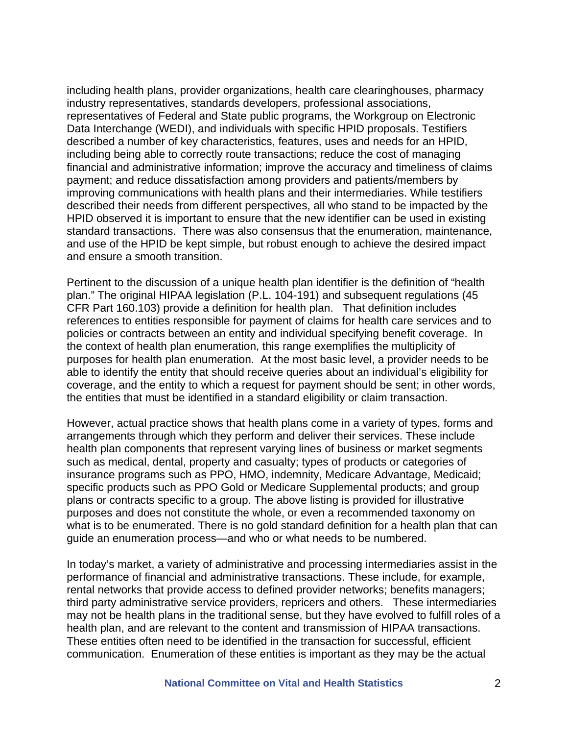including health plans, provider organizations, health care clearinghouses, pharmacy industry representatives, standards developers, professional associations, representatives of Federal and State public programs, the Workgroup on Electronic Data Interchange (WEDI), and individuals with specific HPID proposals. Testifiers described a number of key characteristics, features, uses and needs for an HPID, including being able to correctly route transactions; reduce the cost of managing financial and administrative information; improve the accuracy and timeliness of claims payment; and reduce dissatisfaction among providers and patients/members by improving communications with health plans and their intermediaries. While testifiers described their needs from different perspectives, all who stand to be impacted by the HPID observed it is important to ensure that the new identifier can be used in existing standard transactions. There was also consensus that the enumeration, maintenance, and use of the HPID be kept simple, but robust enough to achieve the desired impact and ensure a smooth transition.

Pertinent to the discussion of a unique health plan identifier is the definition of "health plan." The original HIPAA legislation (P.L. 104-191) and subsequent regulations (45 CFR Part 160.103) provide a definition for health plan. That definition includes references to entities responsible for payment of claims for health care services and to policies or contracts between an entity and individual specifying benefit coverage. In the context of health plan enumeration, this range exemplifies the multiplicity of purposes for health plan enumeration. At the most basic level, a provider needs to be able to identify the entity that should receive queries about an individual's eligibility for coverage, and the entity to which a request for payment should be sent; in other words, the entities that must be identified in a standard eligibility or claim transaction.

However, actual practice shows that health plans come in a variety of types, forms and arrangements through which they perform and deliver their services. These include health plan components that represent varying lines of business or market segments such as medical, dental, property and casualty; types of products or categories of insurance programs such as PPO, HMO, indemnity, Medicare Advantage, Medicaid; specific products such as PPO Gold or Medicare Supplemental products; and group plans or contracts specific to a group. The above listing is provided for illustrative purposes and does not constitute the whole, or even a recommended taxonomy on what is to be enumerated. There is no gold standard definition for a health plan that can guide an enumeration process—and who or what needs to be numbered.

In today's market, a variety of administrative and processing intermediaries assist in the performance of financial and administrative transactions. These include, for example, rental networks that provide access to defined provider networks; benefits managers; third party administrative service providers, repricers and others. These intermediaries may not be health plans in the traditional sense, but they have evolved to fulfill roles of a health plan, and are relevant to the content and transmission of HIPAA transactions. These entities often need to be identified in the transaction for successful, efficient communication. Enumeration of these entities is important as they may be the actual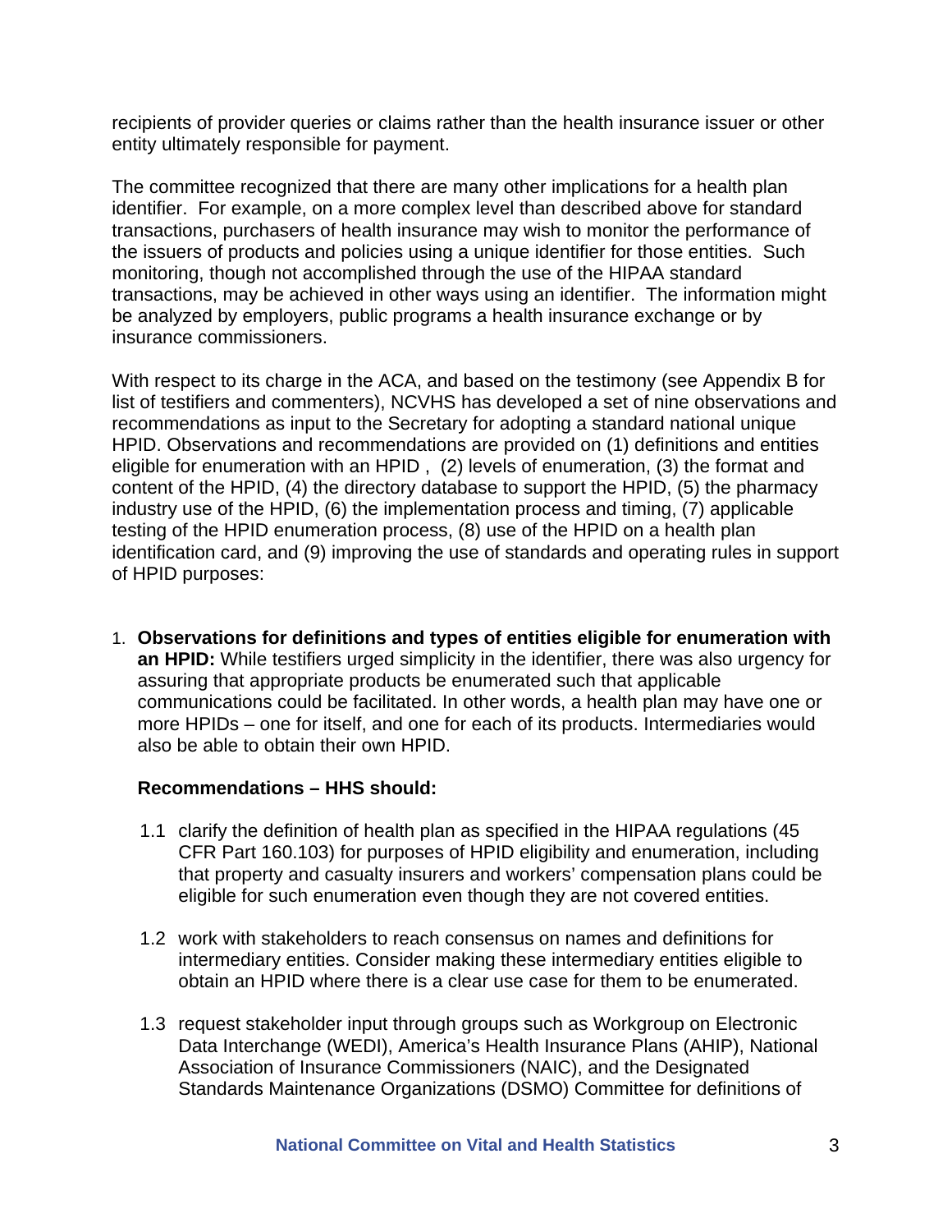recipients of provider queries or claims rather than the health insurance issuer or other entity ultimately responsible for payment.

The committee recognized that there are many other implications for a health plan identifier. For example, on a more complex level than described above for standard transactions, purchasers of health insurance may wish to monitor the performance of the issuers of products and policies using a unique identifier for those entities. Such monitoring, though not accomplished through the use of the HIPAA standard transactions, may be achieved in other ways using an identifier. The information might be analyzed by employers, public programs a health insurance exchange or by insurance commissioners.

With respect to its charge in the ACA, and based on the testimony (see Appendix B for list of testifiers and commenters), NCVHS has developed a set of nine observations and recommendations as input to the Secretary for adopting a standard national unique HPID. Observations and recommendations are provided on (1) definitions and entities eligible for enumeration with an HPID , (2) levels of enumeration, (3) the format and content of the HPID, (4) the directory database to support the HPID, (5) the pharmacy industry use of the HPID, (6) the implementation process and timing, (7) applicable testing of the HPID enumeration process, (8) use of the HPID on a health plan identification card, and (9) improving the use of standards and operating rules in support of HPID purposes:

1. **Observations for definitions and types of entities eligible for enumeration with an HPID:** While testifiers urged simplicity in the identifier, there was also urgency for assuring that appropriate products be enumerated such that applicable communications could be facilitated. In other words, a health plan may have one or more HPIDs – one for itself, and one for each of its products. Intermediaries would also be able to obtain their own HPID.

   **Recommendations – HHS should:**

   1.1 clarify the definition of health plan as specified in the HIPAA regulations (45 CFR Part 160.103) for purposes of HPID eligibility and enumeration, including that property and casualty insurers and workers' compensation plans could be eligible for such enumeration even though they are not covered entities.

   1.2 work with stakeholders to reach consensus on names and definitions for intermediary entities. Consider making these intermediary entities eligible to obtain an HPID where there is a clear use case for them to be enumerated.

   1.3 request stakeholder input through groups such as Workgroup on Electronic Data Interchange (WEDI), America's Health Insurance Plans (AHIP), National Association of Insurance Commissioners (NAIC), and the Designated Standards Maintenance Organizations (DSMO) Committee for definitions of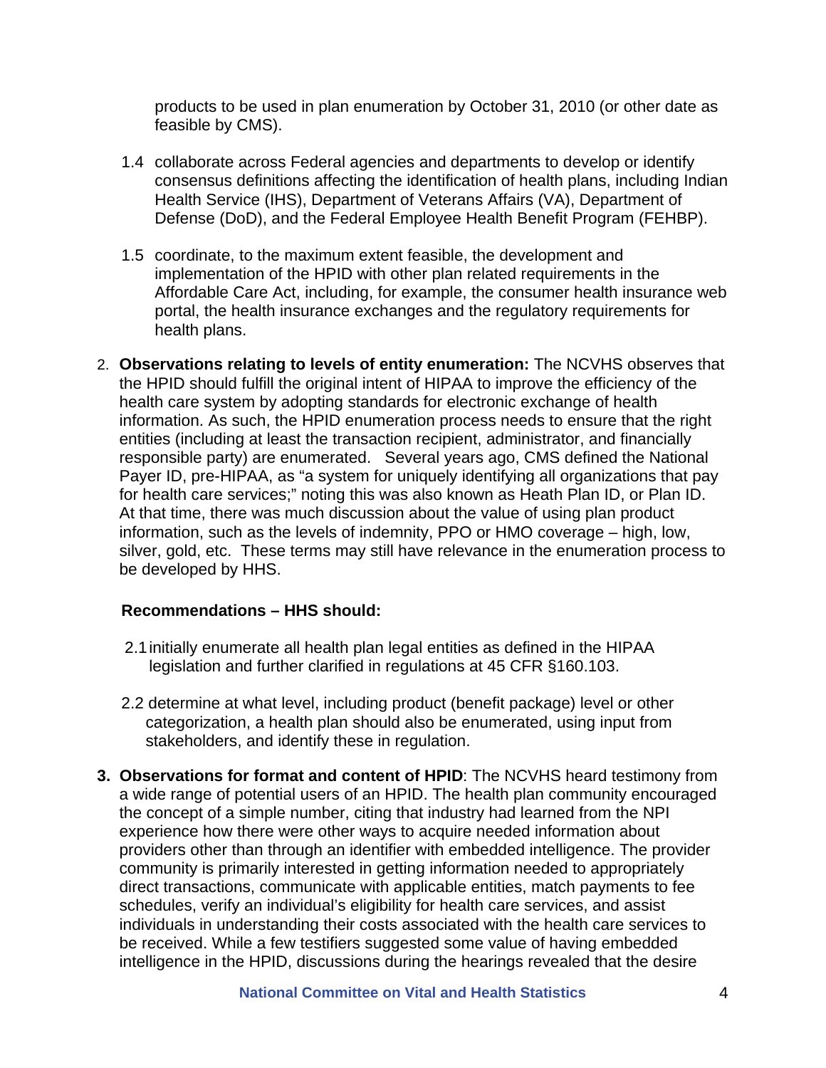products to be used in plan enumeration by October 31, 2010 (or other date as feasible by CMS).

1.4 collaborate across Federal agencies and departments to develop or identify consensus definitions affecting the identification of health plans, including Indian Health Service (IHS), Department of Veterans Affairs (VA), Department of Defense (DoD), and the Federal Employee Health Benefit Program (FEHBP).

1.5 coordinate, to the maximum extent feasible, the development and implementation of the HPID with other plan related requirements in the Affordable Care Act, including, for example, the consumer health insurance web portal, the health insurance exchanges and the regulatory requirements for health plans.

2. **Observations relating to levels of entity enumeration:** The NCVHS observes that the HPID should fulfill the original intent of HIPAA to improve the efficiency of the health care system by adopting standards for electronic exchange of health information. As such, the HPID enumeration process needs to ensure that the right entities (including at least the transaction recipient, administrator, and financially responsible party) are enumerated. Several years ago, CMS defined the National Payer ID, pre-HIPAA, as "a system for uniquely identifying all organizations that pay for health care services;" noting this was also known as Heath Plan ID, or Plan ID. At that time, there was much discussion about the value of using plan product information, such as the levels of indemnity, PPO or HMO coverage – high, low, silver, gold, etc. These terms may still have relevance in the enumeration process to be developed by HHS.

**Recommendations – HHS should:**

2.1 initially enumerate all health plan legal entities as defined in the HIPAA legislation and further clarified in regulations at 45 CFR §160.103.

2.2 determine at what level, including product (benefit package) level or other categorization, a health plan should also be enumerated, using input from stakeholders, and identify these in regulation.

3. **Observations for format and content of HPID**: The NCVHS heard testimony from a wide range of potential users of an HPID. The health plan community encouraged the concept of a simple number, citing that industry had learned from the NPI experience how there were other ways to acquire needed information about providers other than through an identifier with embedded intelligence. The provider community is primarily interested in getting information needed to appropriately direct transactions, communicate with applicable entities, match payments to fee schedules, verify an individual's eligibility for health care services, and assist individuals in understanding their costs associated with the health care services to be received. While a few testifiers suggested some value of having embedded intelligence in the HPID, discussions during the hearings revealed that the desire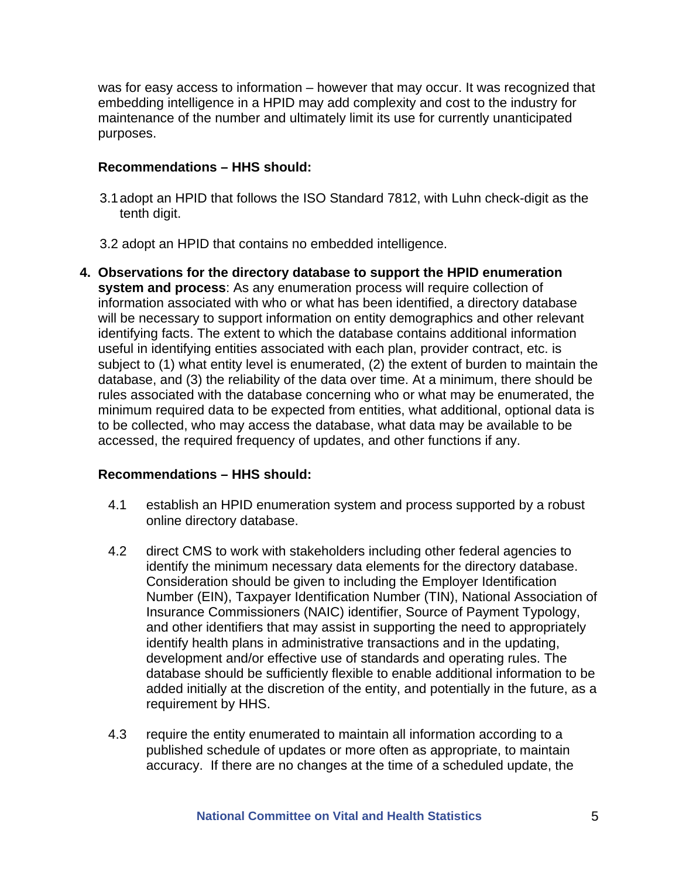was for easy access to information – however that may occur. It was recognized that embedding intelligence in a HPID may add complexity and cost to the industry for maintenance of the number and ultimately limit its use for currently unanticipated purposes.

**Recommendations – HHS should:**

3.1 adopt an HPID that follows the ISO Standard 7812, with Luhn check-digit as the tenth digit.

3.2 adopt an HPID that contains no embedded intelligence.

4. **Observations for the directory database to support the HPID enumeration system and process**: As any enumeration process will require collection of information associated with who or what has been identified, a directory database will be necessary to support information on entity demographics and other relevant identifying facts. The extent to which the database contains additional information useful in identifying entities associated with each plan, provider contract, etc. is subject to (1) what entity level is enumerated, (2) the extent of burden to maintain the database, and (3) the reliability of the data over time. At a minimum, there should be rules associated with the database concerning who or what may be enumerated, the minimum required data to be expected from entities, what additional, optional data is to be collected, who may access the database, what data may be available to be accessed, the required frequency of updates, and other functions if any.

**Recommendations – HHS should:**

4.1 establish an HPID enumeration system and process supported by a robust online directory database.

4.2 direct CMS to work with stakeholders including other federal agencies to identify the minimum necessary data elements for the directory database. Consideration should be given to including the Employer Identification Number (EIN), Taxpayer Identification Number (TIN), National Association of Insurance Commissioners (NAIC) identifier, Source of Payment Typology, and other identifiers that may assist in supporting the need to appropriately identify health plans in administrative transactions and in the updating, development and/or effective use of standards and operating rules. The database should be sufficiently flexible to enable additional information to be added initially at the discretion of the entity, and potentially in the future, as a requirement by HHS.

4.3 require the entity enumerated to maintain all information according to a published schedule of updates or more often as appropriate, to maintain accuracy. If there are no changes at the time of a scheduled update, the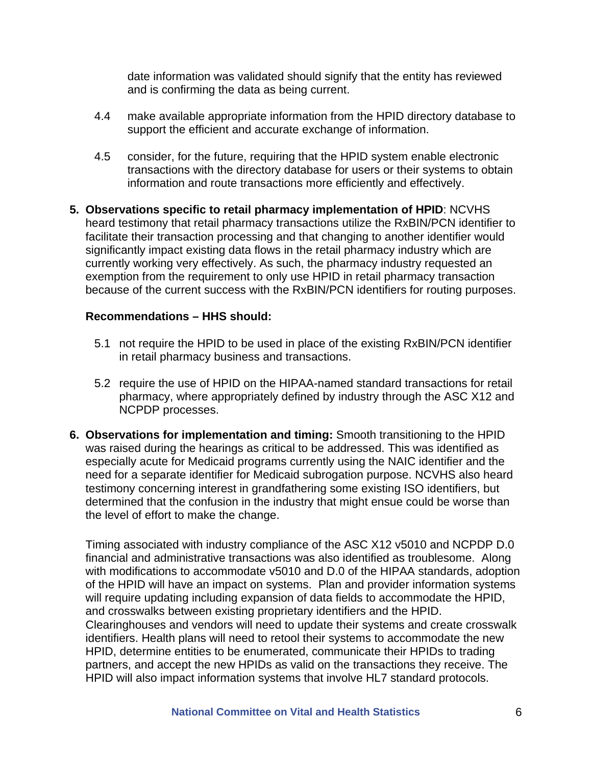date information was validated should signify that the entity has reviewed and is confirming the data as being current.

4.4 make available appropriate information from the HPID directory database to support the efficient and accurate exchange of information.

4.5 consider, for the future, requiring that the HPID system enable electronic transactions with the directory database for users or their systems to obtain information and route transactions more efficiently and effectively.

5. **Observations specific to retail pharmacy implementation of HPID**: NCVHS heard testimony that retail pharmacy transactions utilize the RxBIN/PCN identifier to facilitate their transaction processing and that changing to another identifier would significantly impact existing data flows in the retail pharmacy industry which are currently working very effectively. As such, the pharmacy industry requested an exemption from the requirement to only use HPID in retail pharmacy transaction because of the current success with the RxBIN/PCN identifiers for routing purposes.

   **Recommendations – HHS should:**

   5.1 not require the HPID to be used in place of the existing RxBIN/PCN identifier in retail pharmacy business and transactions.

   5.2 require the use of HPID on the HIPAA-named standard transactions for retail pharmacy, where appropriately defined by industry through the ASC X12 and NCPDP processes.

6. **Observations for implementation and timing:** Smooth transitioning to the HPID was raised during the hearings as critical to be addressed. This was identified as especially acute for Medicaid programs currently using the NAIC identifier and the need for a separate identifier for Medicaid subrogation purpose. NCVHS also heard testimony concerning interest in grandfathering some existing ISO identifiers, but determined that the confusion in the industry that might ensue could be worse than the level of effort to make the change.

   Timing associated with industry compliance of the ASC X12 v5010 and NCPDP D.0 financial and administrative transactions was also identified as troublesome. Along with modifications to accommodate v5010 and D.0 of the HIPAA standards, adoption of the HPID will have an impact on systems. Plan and provider information systems will require updating including expansion of data fields to accommodate the HPID, and crosswalks between existing proprietary identifiers and the HPID. Clearinghouses and vendors will need to update their systems and create crosswalk identifiers. Health plans will need to retool their systems to accommodate the new HPID, determine entities to be enumerated, communicate their HPIDs to trading partners, and accept the new HPIDs as valid on the transactions they receive. The HPID will also impact information systems that involve HL7 standard protocols.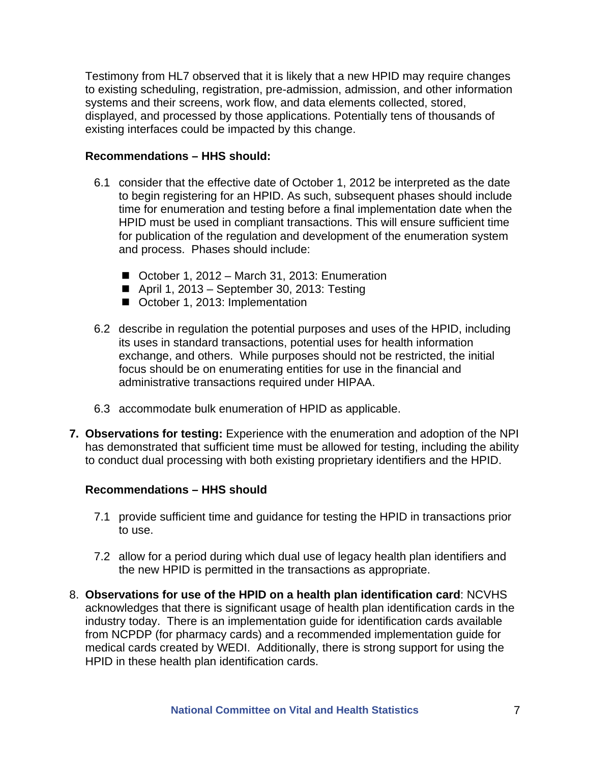Testimony from HL7 observed that it is likely that a new HPID may require changes to existing scheduling, registration, pre-admission, admission, and other information systems and their screens, work flow, and data elements collected, stored, displayed, and processed by those applications. Potentially tens of thousands of existing interfaces could be impacted by this change.

**Recommendations – HHS should:**

6.1 consider that the effective date of October 1, 2012 be interpreted as the date to begin registering for an HPID. As such, subsequent phases should include time for enumeration and testing before a final implementation date when the HPID must be used in compliant transactions. This will ensure sufficient time for publication of the regulation and development of the enumeration system and process. Phases should include:

- October 1, 2012 – March 31, 2013: Enumeration
- April 1, 2013 – September 30, 2013: Testing
- October 1, 2013: Implementation

6.2 describe in regulation the potential purposes and uses of the HPID, including its uses in standard transactions, potential uses for health information exchange, and others. While purposes should not be restricted, the initial focus should be on enumerating entities for use in the financial and administrative transactions required under HIPAA.

6.3 accommodate bulk enumeration of HPID as applicable.

7. **Observations for testing:** Experience with the enumeration and adoption of the NPI has demonstrated that sufficient time must be allowed for testing, including the ability to conduct dual processing with both existing proprietary identifiers and the HPID.

**Recommendations – HHS should**

7.1 provide sufficient time and guidance for testing the HPID in transactions prior to use.

7.2 allow for a period during which dual use of legacy health plan identifiers and the new HPID is permitted in the transactions as appropriate.

8. **Observations for use of the HPID on a health plan identification card**: NCVHS acknowledges that there is significant usage of health plan identification cards in the industry today. There is an implementation guide for identification cards available from NCPDP (for pharmacy cards) and a recommended implementation guide for medical cards created by WEDI. Additionally, there is strong support for using the HPID in these health plan identification cards.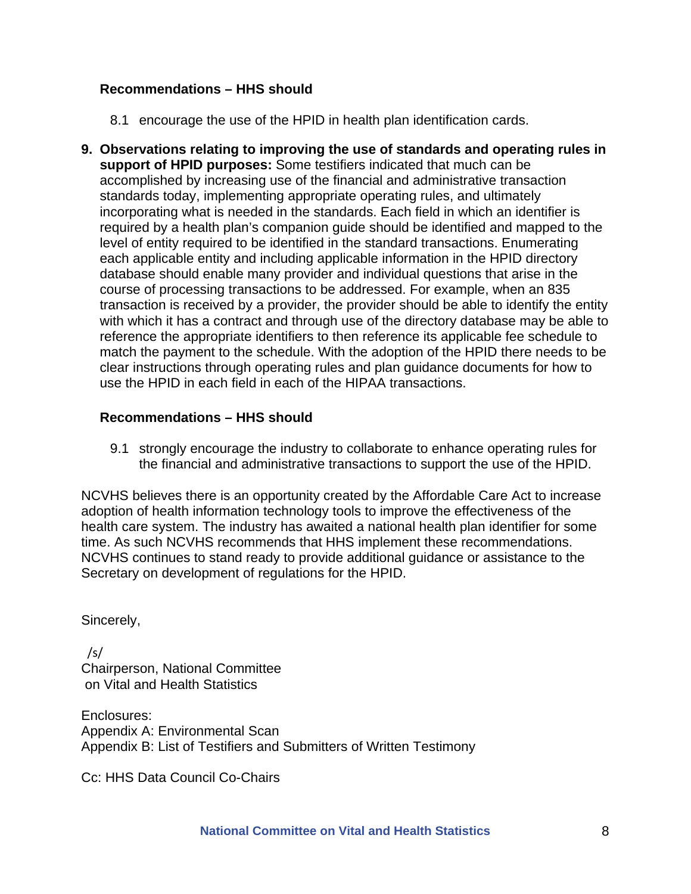**Recommendations – HHS should**

8.1 encourage the use of the HPID in health plan identification cards.

9. **Observations relating to improving the use of standards and operating rules in support of HPID purposes:** Some testifiers indicated that much can be accomplished by increasing use of the financial and administrative transaction standards today, implementing appropriate operating rules, and ultimately incorporating what is needed in the standards. Each field in which an identifier is required by a health plan's companion guide should be identified and mapped to the level of entity required to be identified in the standard transactions. Enumerating each applicable entity and including applicable information in the HPID directory database should enable many provider and individual questions that arise in the course of processing transactions to be addressed. For example, when an 835 transaction is received by a provider, the provider should be able to identify the entity with which it has a contract and through use of the directory database may be able to reference the appropriate identifiers to then reference its applicable fee schedule to match the payment to the schedule. With the adoption of the HPID there needs to be clear instructions through operating rules and plan guidance documents for how to use the HPID in each field in each of the HIPAA transactions.

**Recommendations – HHS should**

9.1 strongly encourage the industry to collaborate to enhance operating rules for the financial and administrative transactions to support the use of the HPID.

NCVHS believes there is an opportunity created by the Affordable Care Act to increase adoption of health information technology tools to improve the effectiveness of the health care system. The industry has awaited a national health plan identifier for some time. As such NCVHS recommends that HHS implement these recommendations. NCVHS continues to stand ready to provide additional guidance or assistance to the Secretary on development of regulations for the HPID.

Sincerely,

/s/
Chairperson, National Committee
on Vital and Health Statistics

Enclosures:
Appendix A: Environmental Scan
Appendix B: List of Testifiers and Submitters of Written Testimony

Cc: HHS Data Council Co-Chairs